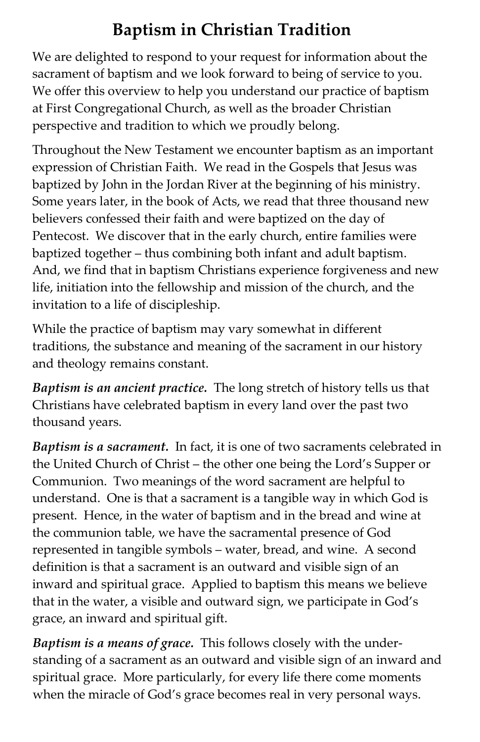# Baptism in Christian Tradition

We are delighted to respond to your request for information about the sacrament of baptism and we look forward to being of service to you. We offer this overview to help you understand our practice of baptism at First Congregational Church, as well as the broader Christian perspective and tradition to which we proudly belong.

Throughout the New Testament we encounter baptism as an important expression of Christian Faith. We read in the Gospels that Jesus was baptized by John in the Jordan River at the beginning of his ministry. Some years later, in the book of Acts, we read that three thousand new believers confessed their faith and were baptized on the day of Pentecost. We discover that in the early church, entire families were baptized together – thus combining both infant and adult baptism. And, we find that in baptism Christians experience forgiveness and new life, initiation into the fellowship and mission of the church, and the invitation to a life of discipleship.

While the practice of baptism may vary somewhat in different traditions, the substance and meaning of the sacrament in our history and theology remains constant.

***Baptism is an ancient practice.*** The long stretch of history tells us that Christians have celebrated baptism in every land over the past two thousand years.

***Baptism is a sacrament.*** In fact, it is one of two sacraments celebrated in the United Church of Christ – the other one being the Lord's Supper or Communion. Two meanings of the word sacrament are helpful to understand. One is that a sacrament is a tangible way in which God is present. Hence, in the water of baptism and in the bread and wine at the communion table, we have the sacramental presence of God represented in tangible symbols – water, bread, and wine. A second definition is that a sacrament is an outward and visible sign of an inward and spiritual grace. Applied to baptism this means we believe that in the water, a visible and outward sign, we participate in God's grace, an inward and spiritual gift.

***Baptism is a means of grace.*** This follows closely with the understanding of a sacrament as an outward and visible sign of an inward and spiritual grace. More particularly, for every life there come moments when the miracle of God's grace becomes real in very personal ways.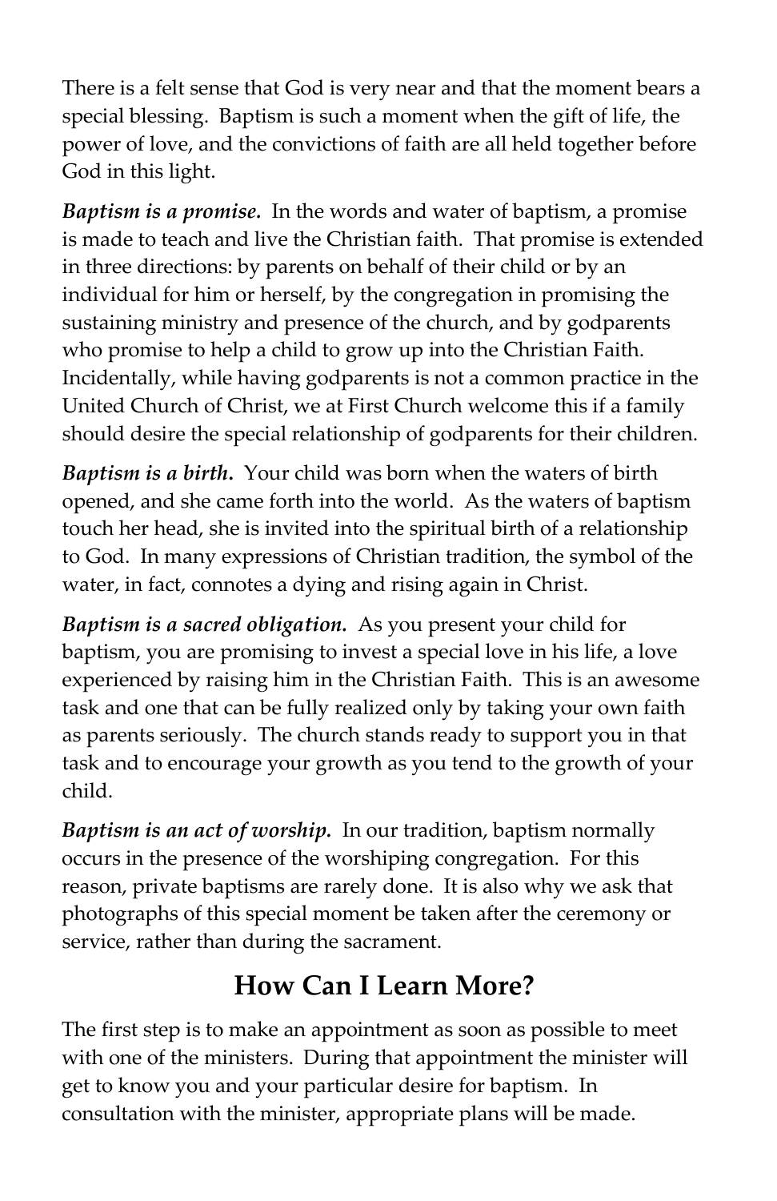There is a felt sense that God is very near and that the moment bears a special blessing. Baptism is such a moment when the gift of life, the power of love, and the convictions of faith are all held together before God in this light.

***Baptism is a promise.*** In the words and water of baptism, a promise is made to teach and live the Christian faith. That promise is extended in three directions: by parents on behalf of their child or by an individual for him or herself, by the congregation in promising the sustaining ministry and presence of the church, and by godparents who promise to help a child to grow up into the Christian Faith. Incidentally, while having godparents is not a common practice in the United Church of Christ, we at First Church welcome this if a family should desire the special relationship of godparents for their children.

***Baptism is a birth.*** Your child was born when the waters of birth opened, and she came forth into the world. As the waters of baptism touch her head, she is invited into the spiritual birth of a relationship to God. In many expressions of Christian tradition, the symbol of the water, in fact, connotes a dying and rising again in Christ.

***Baptism is a sacred obligation.*** As you present your child for baptism, you are promising to invest a special love in his life, a love experienced by raising him in the Christian Faith. This is an awesome task and one that can be fully realized only by taking your own faith as parents seriously. The church stands ready to support you in that task and to encourage your growth as you tend to the growth of your child.

***Baptism is an act of worship.*** In our tradition, baptism normally occurs in the presence of the worshiping congregation. For this reason, private baptisms are rarely done. It is also why we ask that photographs of this special moment be taken after the ceremony or service, rather than during the sacrament.

## How Can I Learn More?

The first step is to make an appointment as soon as possible to meet with one of the ministers. During that appointment the minister will get to know you and your particular desire for baptism. In consultation with the minister, appropriate plans will be made.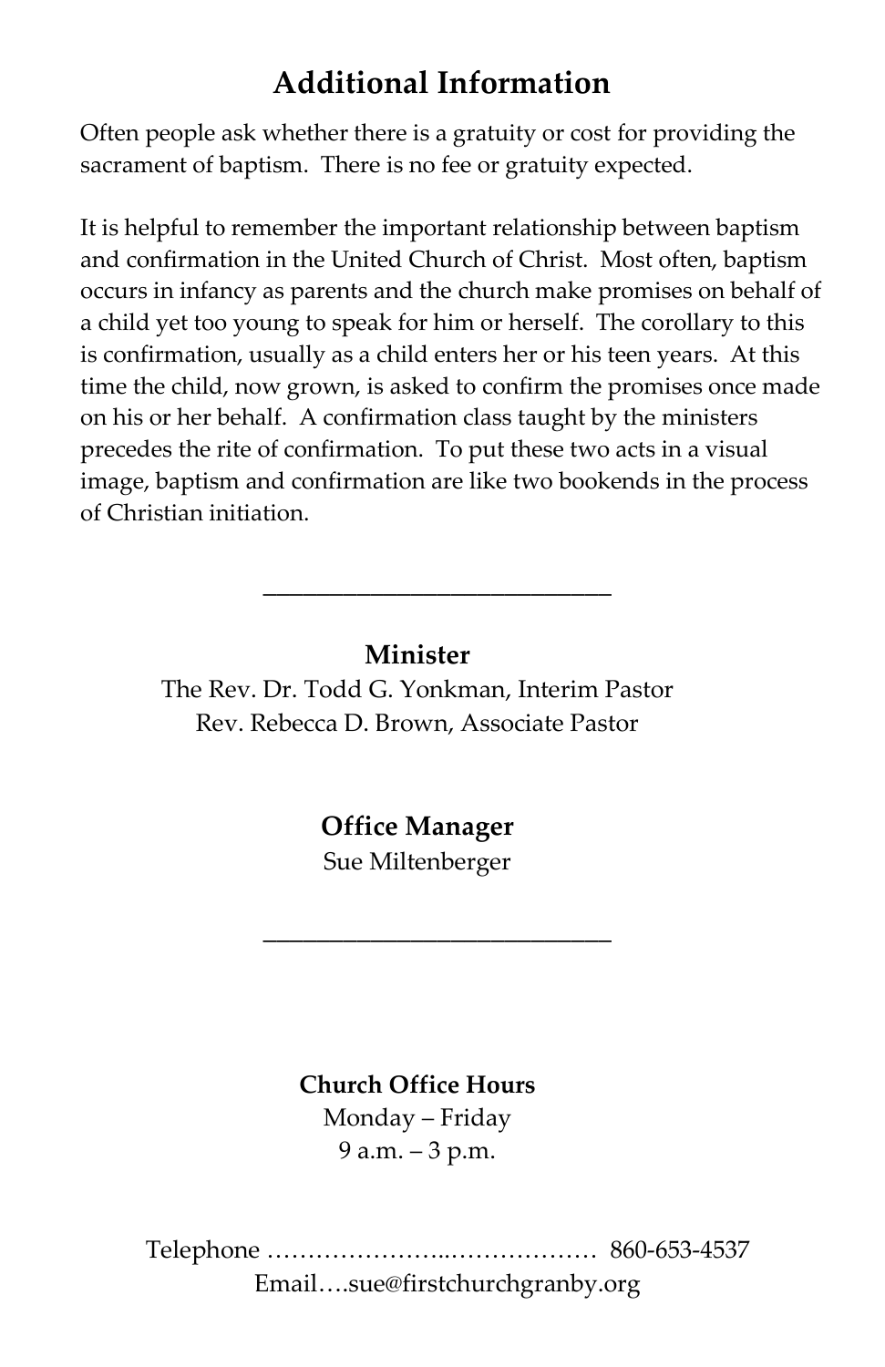# Additional Information

Often people ask whether there is a gratuity or cost for providing the sacrament of baptism. There is no fee or gratuity expected.

It is helpful to remember the important relationship between baptism and confirmation in the United Church of Christ. Most often, baptism occurs in infancy as parents and the church make promises on behalf of a child yet too young to speak for him or herself. The corollary to this is confirmation, usually as a child enters her or his teen years. At this time the child, now grown, is asked to confirm the promises once made on his or her behalf. A confirmation class taught by the ministers precedes the rite of confirmation. To put these two acts in a visual image, baptism and confirmation are like two bookends in the process of Christian initiation.

---

**Minister**

The Rev. Dr. Todd G. Yonkman, Interim Pastor
Rev. Rebecca D. Brown, Associate Pastor

**Office Manager**

Sue Miltenberger

---

**Church Office Hours**

Monday – Friday
9 a.m. – 3 p.m.

Telephone …………………..……………… 860-653-4537
Email….sue@firstchurchgranby.org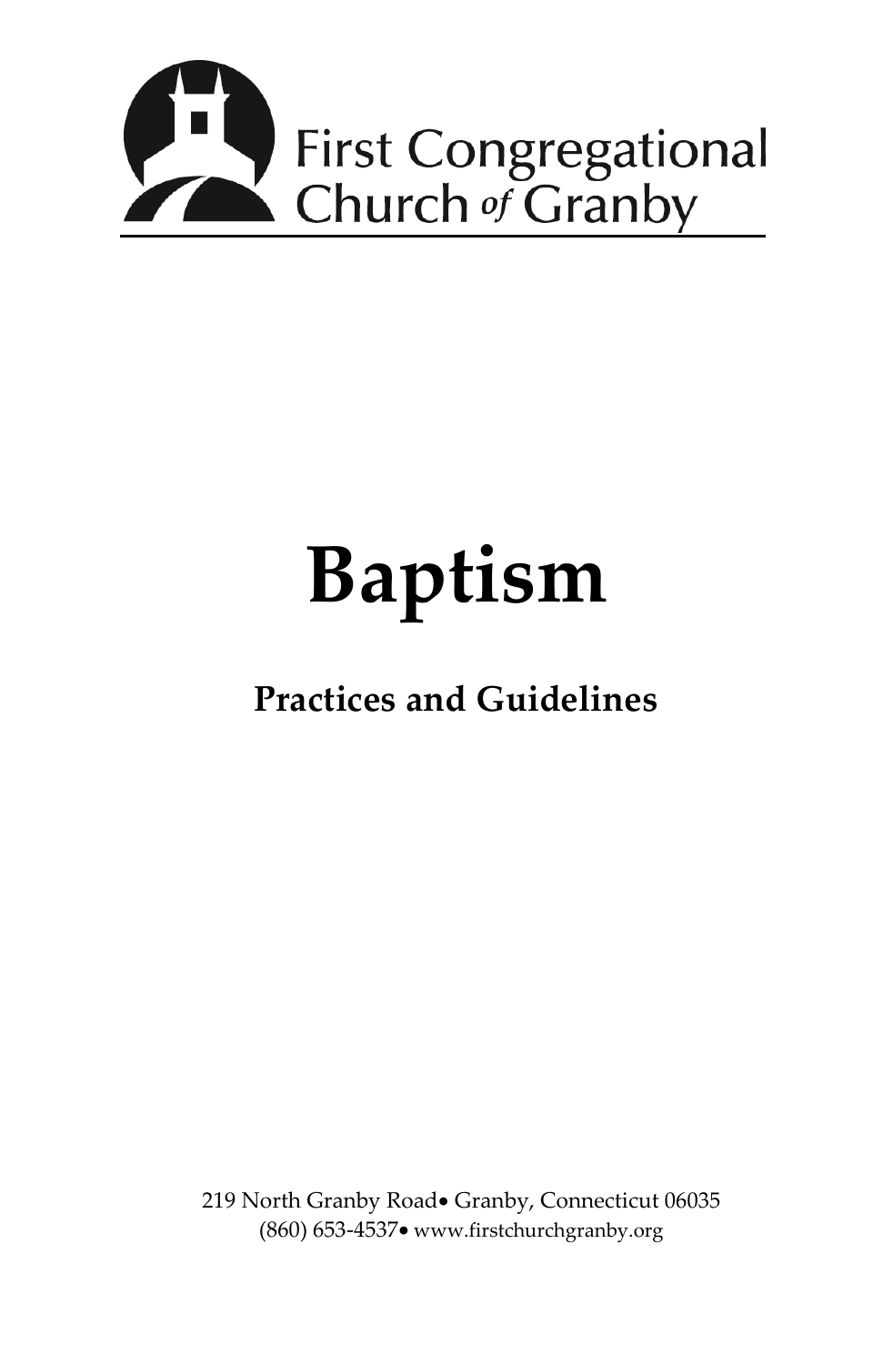First Congregational Church *of* Granby

# Baptism

## Practices and Guidelines

219 North Granby Road• Granby, Connecticut 06035
(860) 653-4537• www.firstchurchgranby.org